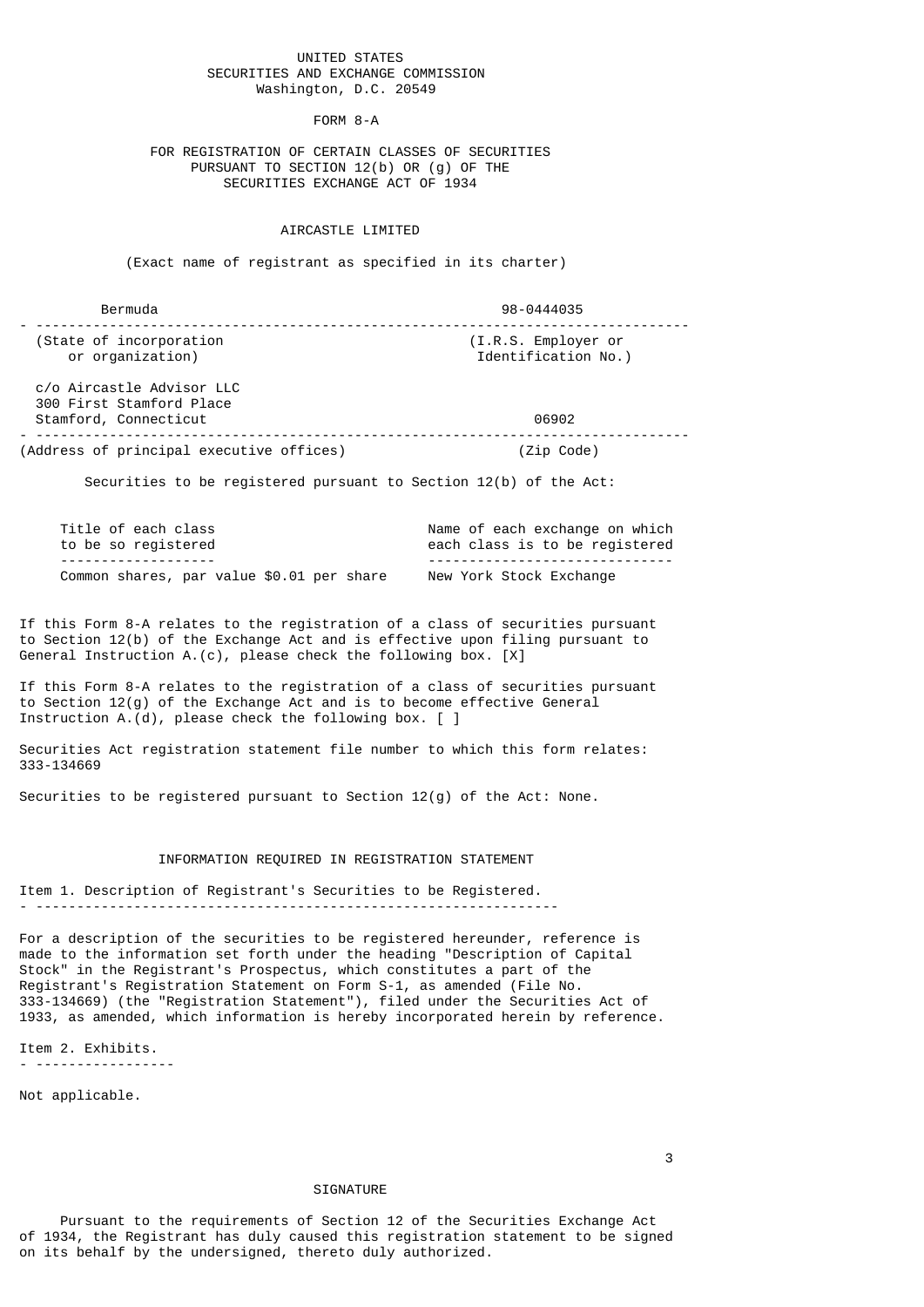UNITED STATES
SECURITIES AND EXCHANGE COMMISSION
Washington, D.C. 20549

# FORM 8-A

FOR REGISTRATION OF CERTAIN CLASSES OF SECURITIES
PURSUANT TO SECTION 12(b) OR (g) OF THE
SECURITIES EXCHANGE ACT OF 1934

## AIRCASTLE LIMITED

(Exact name of registrant as specified in its charter)

| Bermuda | 98-0444035 |
|---|---|
| (State of incorporation or organization) | (I.R.S. Employer or Identification No.) |

| c/o Aircastle Advisor LLC<br>300 First Stamford Place<br>Stamford, Connecticut | 06902 |
|---|---|
| (Address of principal executive offices) | (Zip Code) |

Securities to be registered pursuant to Section 12(b) of the Act:

| Title of each class to be so registered | Name of each exchange on which each class is to be registered |
|---|---|
| Common shares, par value $0.01 per share | New York Stock Exchange |

If this Form 8-A relates to the registration of a class of securities pursuant to Section 12(b) of the Exchange Act and is effective upon filing pursuant to General Instruction A.(c), please check the following box. [X]

If this Form 8-A relates to the registration of a class of securities pursuant to Section 12(g) of the Exchange Act and is to become effective General Instruction A.(d), please check the following box. [ ]

Securities Act registration statement file number to which this form relates: 333-134669

Securities to be registered pursuant to Section 12(g) of the Act: None.

## INFORMATION REQUIRED IN REGISTRATION STATEMENT

### Item 1. Description of Registrant's Securities to be Registered.

For a description of the securities to be registered hereunder, reference is made to the information set forth under the heading "Description of Capital Stock" in the Registrant's Prospectus, which constitutes a part of the Registrant's Registration Statement on Form S-1, as amended (File No. 333-134669) (the "Registration Statement"), filed under the Securities Act of 1933, as amended, which information is hereby incorporated herein by reference.

### Item 2. Exhibits.

Not applicable.

## SIGNATURE

Pursuant to the requirements of Section 12 of the Securities Exchange Act of 1934, the Registrant has duly caused this registration statement to be signed on its behalf by the undersigned, thereto duly authorized.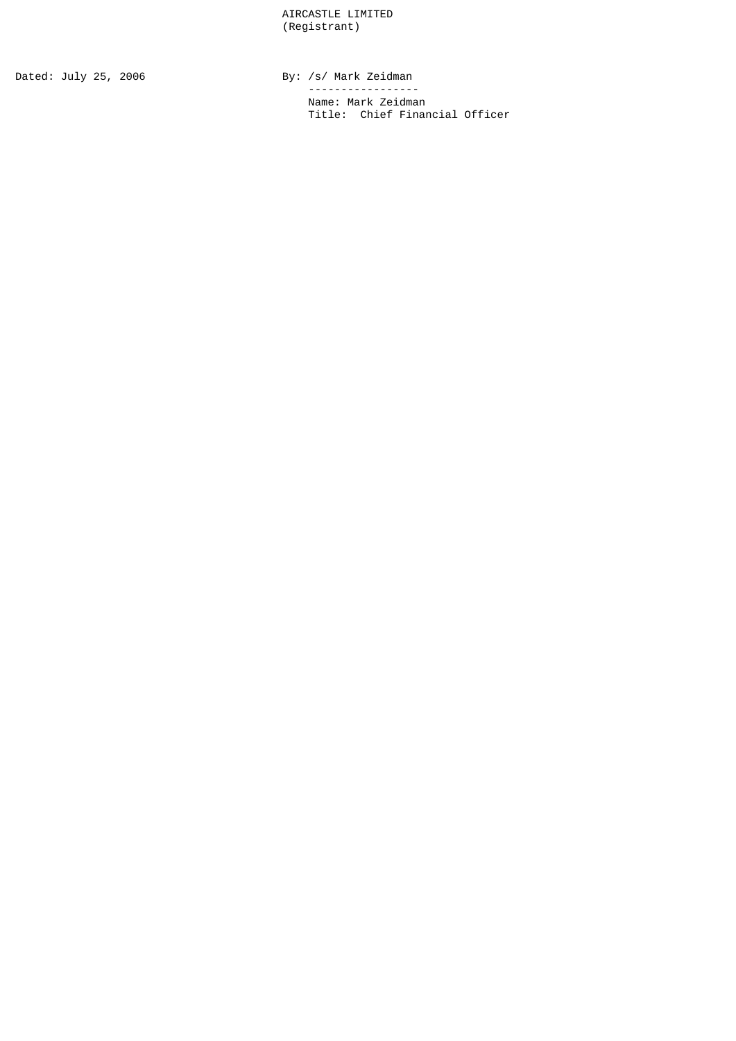AIRCASTLE LIMITED
(Registrant)

Dated: July 25, 2006

By: /s/ Mark Zeidman

-----------------

Name: Mark Zeidman

Title: Chief Financial Officer